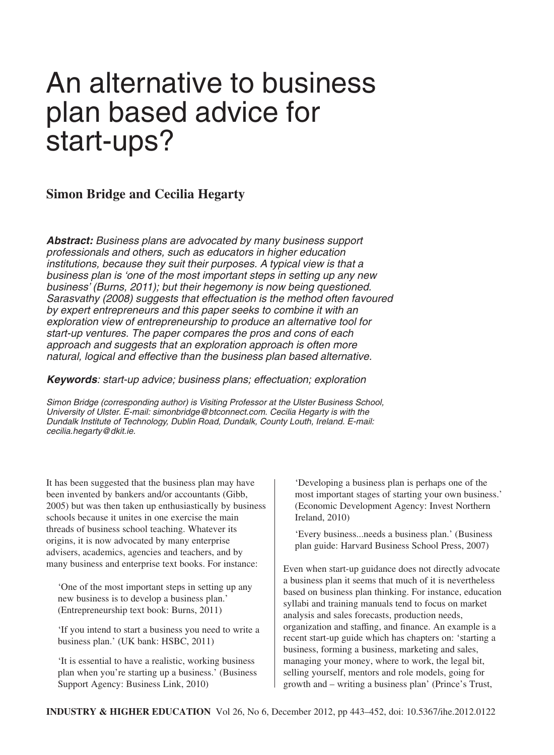# An alternative to business plan based advice for start-ups?

**Simon Bridge and Cecilia Hegarty**

***Abstract:*** *Business plans are advocated by many business support professionals and others, such as educators in higher education institutions, because they suit their purposes. A typical view is that a business plan is 'one of the most important steps in setting up any new business' (Burns, 2011); but their hegemony is now being questioned. Sarasvathy (2008) suggests that effectuation is the method often favoured by expert entrepreneurs and this paper seeks to combine it with an exploration view of entrepreneurship to produce an alternative tool for start-up ventures. The paper compares the pros and cons of each approach and suggests that an exploration approach is often more natural, logical and effective than the business plan based alternative.*

***Keywords****: start-up advice; business plans; effectuation; exploration*

*Simon Bridge (corresponding author) is Visiting Professor at the Ulster Business School, University of Ulster. E-mail: simonbridge@btconnect.com. Cecilia Hegarty is with the Dundalk Institute of Technology, Dublin Road, Dundalk, County Louth, Ireland. E-mail: cecilia.hegarty@dkit.ie.*

It has been suggested that the business plan may have been invented by bankers and/or accountants (Gibb, 2005) but was then taken up enthusiastically by business schools because it unites in one exercise the main threads of business school teaching. Whatever its origins, it is now advocated by many enterprise advisers, academics, agencies and teachers, and by many business and enterprise text books. For instance:

> 'One of the most important steps in setting up any new business is to develop a business plan.' (Entrepreneurship text book: Burns, 2011)

> 'If you intend to start a business you need to write a business plan.' (UK bank: HSBC, 2011)

> 'It is essential to have a realistic, working business plan when you're starting up a business.' (Business Support Agency: Business Link, 2010)

> 'Developing a business plan is perhaps one of the most important stages of starting your own business.' (Economic Development Agency: Invest Northern Ireland, 2010)

> 'Every business...needs a business plan.' (Business plan guide: Harvard Business School Press, 2007)

Even when start-up guidance does not directly advocate a business plan it seems that much of it is nevertheless based on business plan thinking. For instance, education syllabi and training manuals tend to focus on market analysis and sales forecasts, production needs, organization and staffing, and finance. An example is a recent start-up guide which has chapters on: 'starting a business, forming a business, marketing and sales, managing your money, where to work, the legal bit, selling yourself, mentors and role models, going for growth and – writing a business plan' (Prince's Trust,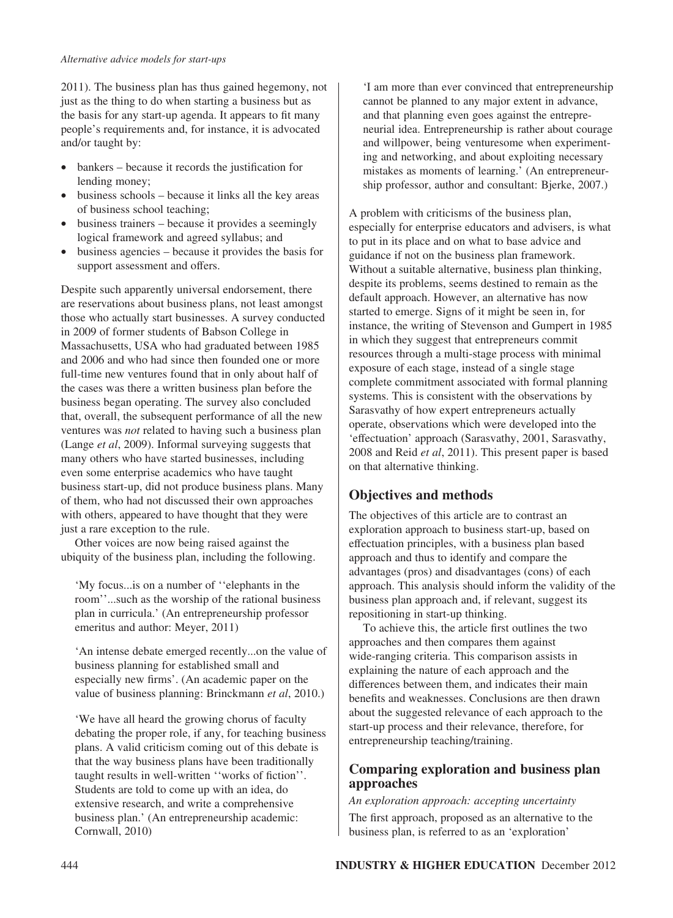2011). The business plan has thus gained hegemony, not just as the thing to do when starting a business but as the basis for any start-up agenda. It appears to fit many people's requirements and, for instance, it is advocated and/or taught by:

- bankers – because it records the justification for lending money;
- business schools – because it links all the key areas of business school teaching;
- business trainers – because it provides a seemingly logical framework and agreed syllabus; and
- business agencies – because it provides the basis for support assessment and offers.

Despite such apparently universal endorsement, there are reservations about business plans, not least amongst those who actually start businesses. A survey conducted in 2009 of former students of Babson College in Massachusetts, USA who had graduated between 1985 and 2006 and who had since then founded one or more full-time new ventures found that in only about half of the cases was there a written business plan before the business began operating. The survey also concluded that, overall, the subsequent performance of all the new ventures was *not* related to having such a business plan (Lange *et al*, 2009). Informal surveying suggests that many others who have started businesses, including even some enterprise academics who have taught business start-up, did not produce business plans. Many of them, who had not discussed their own approaches with others, appeared to have thought that they were just a rare exception to the rule.

Other voices are now being raised against the ubiquity of the business plan, including the following.

> 'My focus...is on a number of ''elephants in the room''...such as the worship of the rational business plan in curricula.' (An entrepreneurship professor emeritus and author: Meyer, 2011)

> 'An intense debate emerged recently...on the value of business planning for established small and especially new firms'. (An academic paper on the value of business planning: Brinckmann *et al*, 2010.)

> 'We have all heard the growing chorus of faculty debating the proper role, if any, for teaching business plans. A valid criticism coming out of this debate is that the way business plans have been traditionally taught results in well-written ''works of fiction''. Students are told to come up with an idea, do extensive research, and write a comprehensive business plan.' (An entrepreneurship academic: Cornwall, 2010)

> 'I am more than ever convinced that entrepreneurship cannot be planned to any major extent in advance, and that planning even goes against the entrepreneurial idea. Entrepreneurship is rather about courage and willpower, being venturesome when experimenting and networking, and about exploiting necessary mistakes as moments of learning.' (An entrepreneurship professor, author and consultant: Bjerke, 2007.)

A problem with criticisms of the business plan, especially for enterprise educators and advisers, is what to put in its place and on what to base advice and guidance if not on the business plan framework. Without a suitable alternative, business plan thinking, despite its problems, seems destined to remain as the default approach. However, an alternative has now started to emerge. Signs of it might be seen in, for instance, the writing of Stevenson and Gumpert in 1985 in which they suggest that entrepreneurs commit resources through a multi-stage process with minimal exposure of each stage, instead of a single stage complete commitment associated with formal planning systems. This is consistent with the observations by Sarasvathy of how expert entrepreneurs actually operate, observations which were developed into the 'effectuation' approach (Sarasvathy, 2001, Sarasvathy, 2008 and Reid *et al*, 2011). This present paper is based on that alternative thinking.

## Objectives and methods

The objectives of this article are to contrast an exploration approach to business start-up, based on effectuation principles, with a business plan based approach and thus to identify and compare the advantages (pros) and disadvantages (cons) of each approach. This analysis should inform the validity of the business plan approach and, if relevant, suggest its repositioning in start-up thinking.

To achieve this, the article first outlines the two approaches and then compares them against wide-ranging criteria. This comparison assists in explaining the nature of each approach and the differences between them, and indicates their main benefits and weaknesses. Conclusions are then drawn about the suggested relevance of each approach to the start-up process and their relevance, therefore, for entrepreneurship teaching/training.

## Comparing exploration and business plan approaches

### *An exploration approach: accepting uncertainty*

The first approach, proposed as an alternative to the business plan, is referred to as an 'exploration'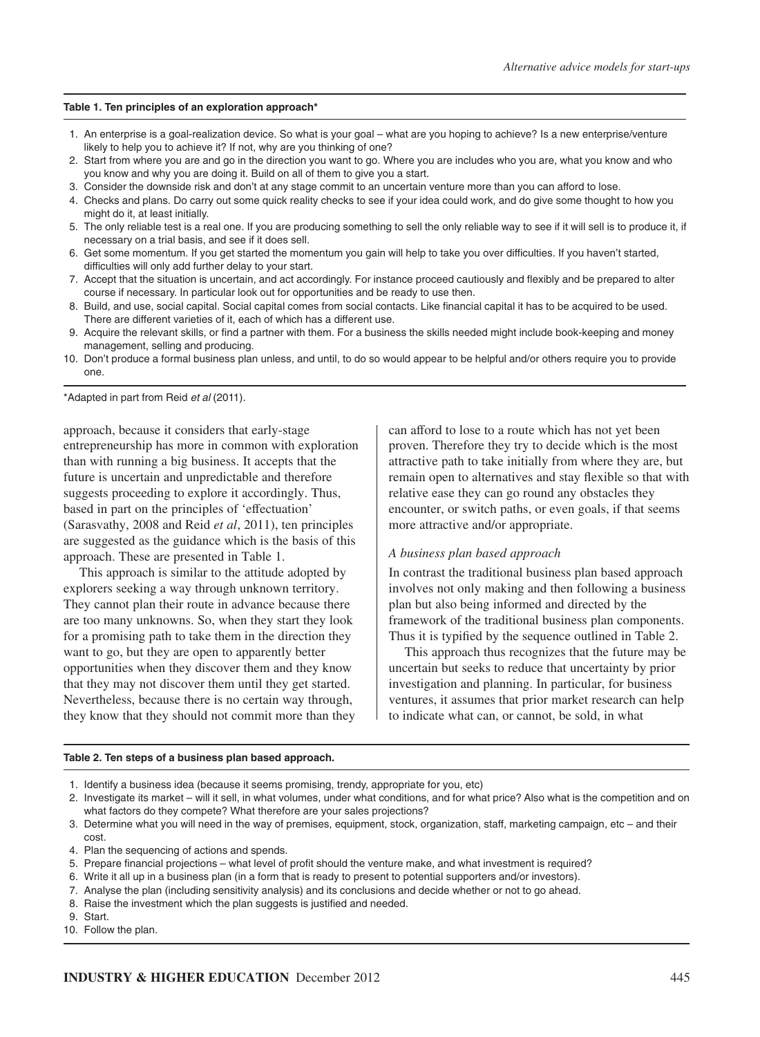**Table 1. Ten principles of an exploration approach***

1. An enterprise is a goal-realization device. So what is your goal – what are you hoping to achieve? Is a new enterprise/venture likely to help you to achieve it? If not, why are you thinking of one?
2. Start from where you are and go in the direction you want to go. Where you are includes who you are, what you know and who you know and why you are doing it. Build on all of them to give you a start.
3. Consider the downside risk and don't at any stage commit to an uncertain venture more than you can afford to lose.
4. Checks and plans. Do carry out some quick reality checks to see if your idea could work, and do give some thought to how you might do it, at least initially.
5. The only reliable test is a real one. If you are producing something to sell the only reliable way to see if it will sell is to produce it, if necessary on a trial basis, and see if it does sell.
6. Get some momentum. If you get started the momentum you gain will help to take you over difficulties. If you haven't started, difficulties will only add further delay to your start.
7. Accept that the situation is uncertain, and act accordingly. For instance proceed cautiously and flexibly and be prepared to alter course if necessary. In particular look out for opportunities and be ready to use them.
8. Build, and use, social capital. Social capital comes from social contacts. Like financial capital it has to be acquired to be used. There are different varieties of it, each of which has a different use.
9. Acquire the relevant skills, or find a partner with them. For a business the skills needed might include book-keeping and money management, selling and producing.
10. Don't produce a formal business plan unless, and until, to do so would appear to be helpful and/or others require you to provide one.

*Adapted in part from Reid *et al* (2011).

approach, because it considers that early-stage entrepreneurship has more in common with exploration than with running a big business. It accepts that the future is uncertain and unpredictable and therefore suggests proceeding to explore it accordingly. Thus, based in part on the principles of 'effectuation' (Sarasvathy, 2008 and Reid *et al*, 2011), ten principles are suggested as the guidance which is the basis of this approach. These are presented in Table 1.

This approach is similar to the attitude adopted by explorers seeking a way through unknown territory. They cannot plan their route in advance because there are too many unknowns. So, when they start they look for a promising path to take them in the direction they want to go, but they are open to apparently better opportunities when they discover them and they know that they may not discover them until they get started. Nevertheless, because there is no certain way through, they know that they should not commit more than they can afford to lose to a route which has not yet been proven. Therefore they try to decide which is the most attractive path to take initially from where they are, but remain open to alternatives and stay flexible so that with relative ease they can go round any obstacles they encounter, or switch paths, or even goals, if that seems more attractive and/or appropriate.

### *A business plan based approach*

In contrast the traditional business plan based approach involves not only making and then following a business plan but also being informed and directed by the framework of the traditional business plan components. Thus it is typified by the sequence outlined in Table 2.

This approach thus recognizes that the future may be uncertain but seeks to reduce that uncertainty by prior investigation and planning. In particular, for business ventures, it assumes that prior market research can help to indicate what can, or cannot, be sold, in what

**Table 2. Ten steps of a business plan based approach.**

1. Identify a business idea (because it seems promising, trendy, appropriate for you, etc)
2. Investigate its market – will it sell, in what volumes, under what conditions, and for what price? Also what is the competition and on what factors do they compete? What therefore are your sales projections?
3. Determine what you will need in the way of premises, equipment, stock, organization, staff, marketing campaign, etc – and their cost.
4. Plan the sequencing of actions and spends.
5. Prepare financial projections – what level of profit should the venture make, and what investment is required?
6. Write it all up in a business plan (in a form that is ready to present to potential supporters and/or investors).
7. Analyse the plan (including sensitivity analysis) and its conclusions and decide whether or not to go ahead.
8. Raise the investment which the plan suggests is justified and needed.
9. Start.
10. Follow the plan.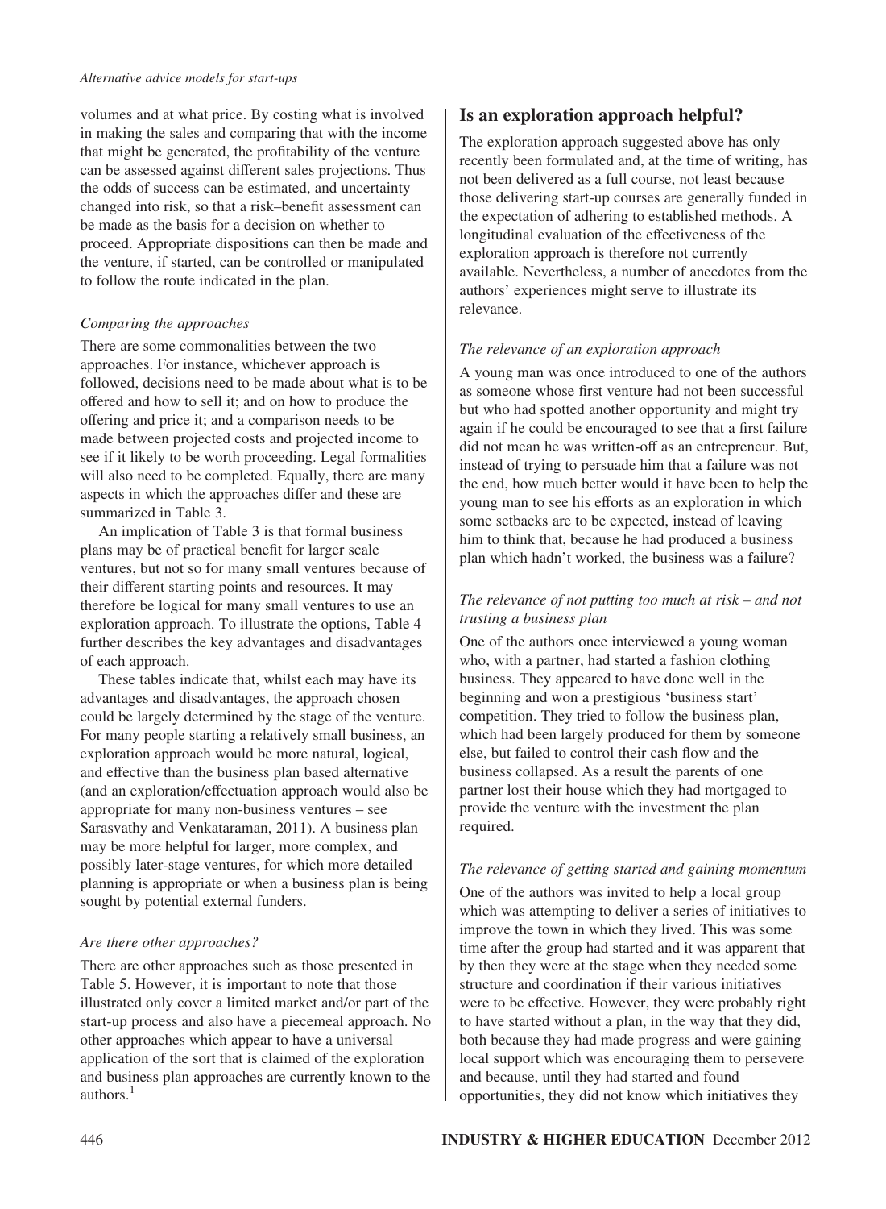volumes and at what price. By costing what is involved in making the sales and comparing that with the income that might be generated, the profitability of the venture can be assessed against different sales projections. Thus the odds of success can be estimated, and uncertainty changed into risk, so that a risk–benefit assessment can be made as the basis for a decision on whether to proceed. Appropriate dispositions can then be made and the venture, if started, can be controlled or manipulated to follow the route indicated in the plan.

*Comparing the approaches*

There are some commonalities between the two approaches. For instance, whichever approach is followed, decisions need to be made about what is to be offered and how to sell it; and on how to produce the offering and price it; and a comparison needs to be made between projected costs and projected income to see if it likely to be worth proceeding. Legal formalities will also need to be completed. Equally, there are many aspects in which the approaches differ and these are summarized in Table 3.

An implication of Table 3 is that formal business plans may be of practical benefit for larger scale ventures, but not so for many small ventures because of their different starting points and resources. It may therefore be logical for many small ventures to use an exploration approach. To illustrate the options, Table 4 further describes the key advantages and disadvantages of each approach.

These tables indicate that, whilst each may have its advantages and disadvantages, the approach chosen could be largely determined by the stage of the venture. For many people starting a relatively small business, an exploration approach would be more natural, logical, and effective than the business plan based alternative (and an exploration/effectuation approach would also be appropriate for many non-business ventures – see Sarasvathy and Venkataraman, 2011). A business plan may be more helpful for larger, more complex, and possibly later-stage ventures, for which more detailed planning is appropriate or when a business plan is being sought by potential external funders.

*Are there other approaches?*

There are other approaches such as those presented in Table 5. However, it is important to note that those illustrated only cover a limited market and/or part of the start-up process and also have a piecemeal approach. No other approaches which appear to have a universal application of the sort that is claimed of the exploration and business plan approaches are currently known to the authors.[1]

## Is an exploration approach helpful?

The exploration approach suggested above has only recently been formulated and, at the time of writing, has not been delivered as a full course, not least because those delivering start-up courses are generally funded in the expectation of adhering to established methods. A longitudinal evaluation of the effectiveness of the exploration approach is therefore not currently available. Nevertheless, a number of anecdotes from the authors' experiences might serve to illustrate its relevance.

*The relevance of an exploration approach*

A young man was once introduced to one of the authors as someone whose first venture had not been successful but who had spotted another opportunity and might try again if he could be encouraged to see that a first failure did not mean he was written-off as an entrepreneur. But, instead of trying to persuade him that a failure was not the end, how much better would it have been to help the young man to see his efforts as an exploration in which some setbacks are to be expected, instead of leaving him to think that, because he had produced a business plan which hadn't worked, the business was a failure?

*The relevance of not putting too much at risk – and not trusting a business plan*

One of the authors once interviewed a young woman who, with a partner, had started a fashion clothing business. They appeared to have done well in the beginning and won a prestigious 'business start' competition. They tried to follow the business plan, which had been largely produced for them by someone else, but failed to control their cash flow and the business collapsed. As a result the parents of one partner lost their house which they had mortgaged to provide the venture with the investment the plan required.

*The relevance of getting started and gaining momentum*

One of the authors was invited to help a local group which was attempting to deliver a series of initiatives to improve the town in which they lived. This was some time after the group had started and it was apparent that by then they were at the stage when they needed some structure and coordination if their various initiatives were to be effective. However, they were probably right to have started without a plan, in the way that they did, both because they had made progress and were gaining local support which was encouraging them to persevere and because, until they had started and found opportunities, they did not know which initiatives they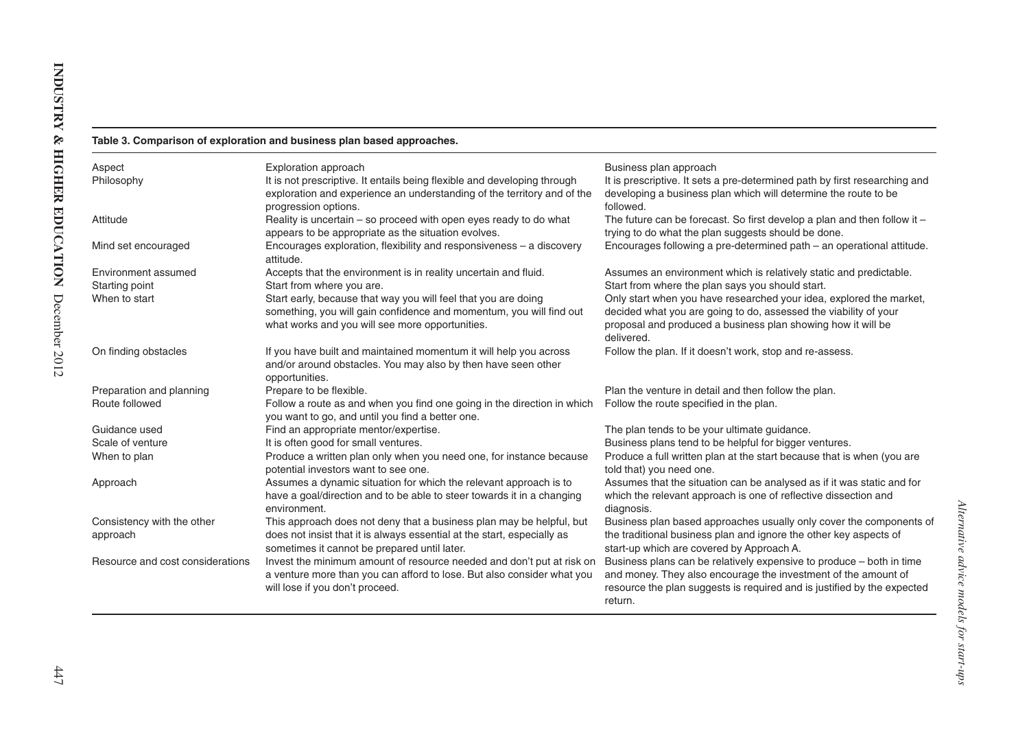**Table 3. Comparison of exploration and business plan based approaches.**

| Aspect | Exploration approach | Business plan approach |
|---|---|---|
| Philosophy | It is not prescriptive. It entails being flexible and developing through exploration and experience an understanding of the territory and of the progression options. | It is prescriptive. It sets a pre-determined path by first researching and developing a business plan which will determine the route to be followed. |
| Attitude | Reality is uncertain – so proceed with open eyes ready to do what appears to be appropriate as the situation evolves. | The future can be forecast. So first develop a plan and then follow it – trying to do what the plan suggests should be done. |
| Mind set encouraged | Encourages exploration, flexibility and responsiveness – a discovery attitude. | Encourages following a pre-determined path – an operational attitude. |
| Environment assumed | Accepts that the environment is in reality uncertain and fluid. | Assumes an environment which is relatively static and predictable. |
| Starting point | Start from where you are. | Start from where the plan says you should start. |
| When to start | Start early, because that way you will feel that you are doing something, you will gain confidence and momentum, you will find out what works and you will see more opportunities. | Only start when you have researched your idea, explored the market, decided what you are going to do, assessed the viability of your proposal and produced a business plan showing how it will be delivered. |
| On finding obstacles | If you have built and maintained momentum it will help you across and/or around obstacles. You may also by then have seen other opportunities. | Follow the plan. If it doesn't work, stop and re-assess. |
| Preparation and planning | Prepare to be flexible. | Plan the venture in detail and then follow the plan. |
| Route followed | Follow a route as and when you find one going in the direction in which you want to go, and until you find a better one. | Follow the route specified in the plan. |
| Guidance used | Find an appropriate mentor/expertise. | The plan tends to be your ultimate guidance. |
| Scale of venture | It is often good for small ventures. | Business plans tend to be helpful for bigger ventures. |
| When to plan | Produce a written plan only when you need one, for instance because potential investors want to see one. | Produce a full written plan at the start because that is when (you are told that) you need one. |
| Approach | Assumes a dynamic situation for which the relevant approach is to have a goal/direction and to be able to steer towards it in a changing environment. | Assumes that the situation can be analysed as if it was static and for which the relevant approach is one of reflective dissection and diagnosis. |
| Consistency with the other approach | This approach does not deny that a business plan may be helpful, but does not insist that it is always essential at the start, especially as sometimes it cannot be prepared until later. | Business plan based approaches usually only cover the components of the traditional business plan and ignore the other key aspects of start-up which are covered by Approach A. |
| Resource and cost considerations | Invest the minimum amount of resource needed and don't put at risk on a venture more than you can afford to lose. But also consider what you will lose if you don't proceed. | Business plans can be relatively expensive to produce – both in time and money. They also encourage the investment of the amount of resource the plan suggests is required and is justified by the expected return. |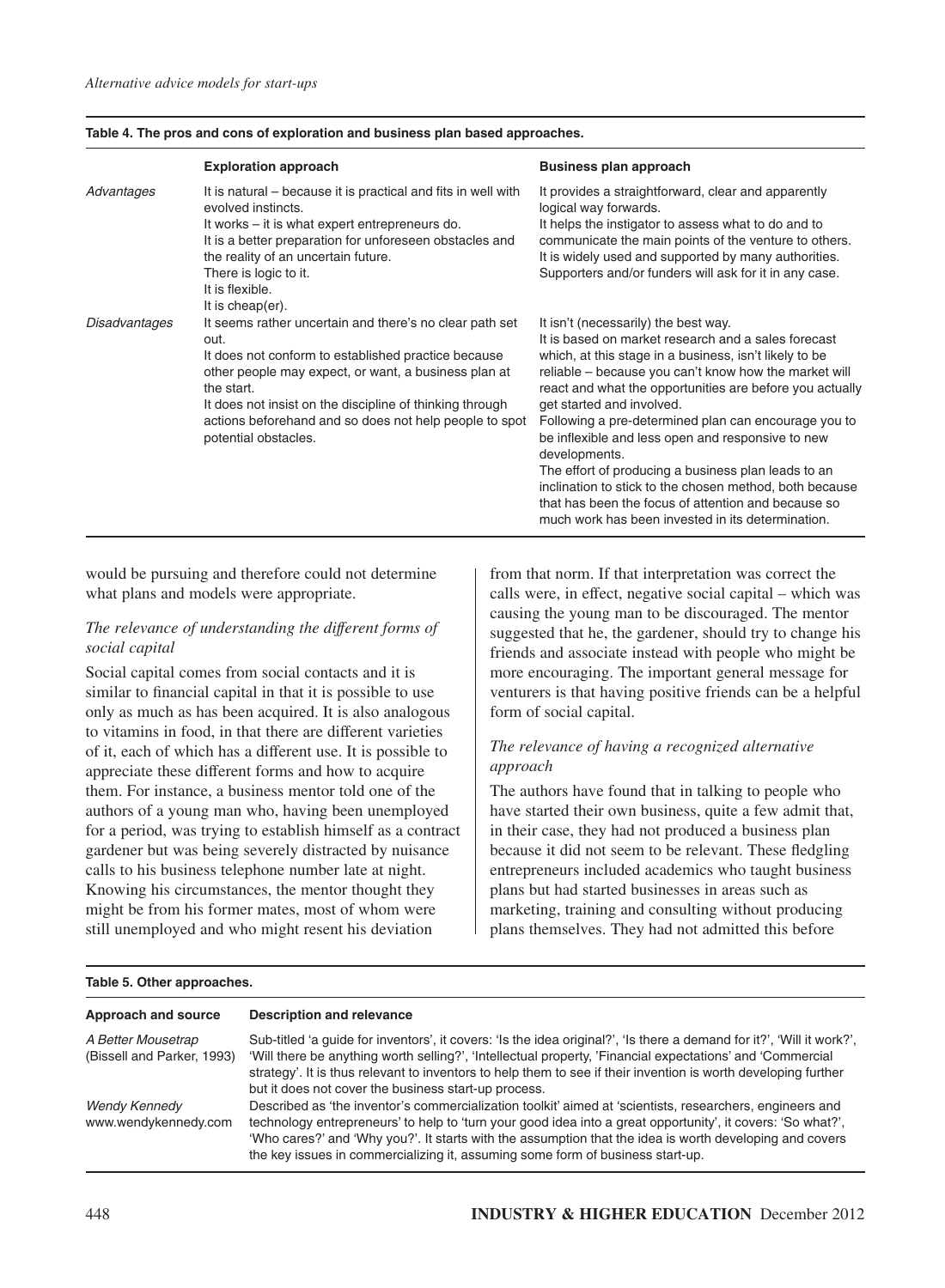**Table 4. The pros and cons of exploration and business plan based approaches.**

| | Exploration approach | Business plan approach |
|---|---|---|
| *Advantages* | It is natural – because it is practical and fits in well with evolved instincts. It works – it is what expert entrepreneurs do. It is a better preparation for unforeseen obstacles and the reality of an uncertain future. There is logic to it. It is flexible. It is cheap(er). | It provides a straightforward, clear and apparently logical way forwards. It helps the instigator to assess what to do and to communicate the main points of the venture to others. It is widely used and supported by many authorities. Supporters and/or funders will ask for it in any case. |
| *Disadvantages* | It seems rather uncertain and there's no clear path set out. It does not conform to established practice because other people may expect, or want, a business plan at the start. It does not insist on the discipline of thinking through actions beforehand and so does not help people to spot potential obstacles. | It isn't (necessarily) the best way. It is based on market research and a sales forecast which, at this stage in a business, isn't likely to be reliable – because you can't know how the market will react and what the opportunities are before you actually get started and involved. Following a pre-determined plan can encourage you to be inflexible and less open and responsive to new developments. The effort of producing a business plan leads to an inclination to stick to the chosen method, both because that has been the focus of attention and because so much work has been invested in its determination. |

would be pursuing and therefore could not determine what plans and models were appropriate.

### *The relevance of understanding the different forms of social capital*

Social capital comes from social contacts and it is similar to financial capital in that it is possible to use only as much as has been acquired. It is also analogous to vitamins in food, in that there are different varieties of it, each of which has a different use. It is possible to appreciate these different forms and how to acquire them. For instance, a business mentor told one of the authors of a young man who, having been unemployed for a period, was trying to establish himself as a contract gardener but was being severely distracted by nuisance calls to his business telephone number late at night. Knowing his circumstances, the mentor thought they might be from his former mates, most of whom were still unemployed and who might resent his deviation from that norm. If that interpretation was correct the calls were, in effect, negative social capital – which was causing the young man to be discouraged. The mentor suggested that he, the gardener, should try to change his friends and associate instead with people who might be more encouraging. The important general message for venturers is that having positive friends can be a helpful form of social capital.

### *The relevance of having a recognized alternative approach*

The authors have found that in talking to people who have started their own business, quite a few admit that, in their case, they had not produced a business plan because it did not seem to be relevant. These fledgling entrepreneurs included academics who taught business plans but had started businesses in areas such as marketing, training and consulting without producing plans themselves. They had not admitted this before

**Table 5. Other approaches.**

| Approach and source | Description and relevance |
|---|---|
| *A Better Mousetrap* (Bissell and Parker, 1993) | Sub-titled 'a guide for inventors', it covers: 'Is the idea original?', 'Is there a demand for it?', 'Will it work?', 'Will there be anything worth selling?', 'Intellectual property, 'Financial expectations' and 'Commercial strategy'. It is thus relevant to inventors to help them to see if their invention is worth developing further but it does not cover the business start-up process. |
| *Wendy Kennedy* www.wendykennedy.com | Described as 'the inventor's commercialization toolkit' aimed at 'scientists, researchers, engineers and technology entrepreneurs' to help to 'turn your good idea into a great opportunity', it covers: 'So what?', 'Who cares?' and 'Why you?'. It starts with the assumption that the idea is worth developing and covers the key issues in commercializing it, assuming some form of business start-up. |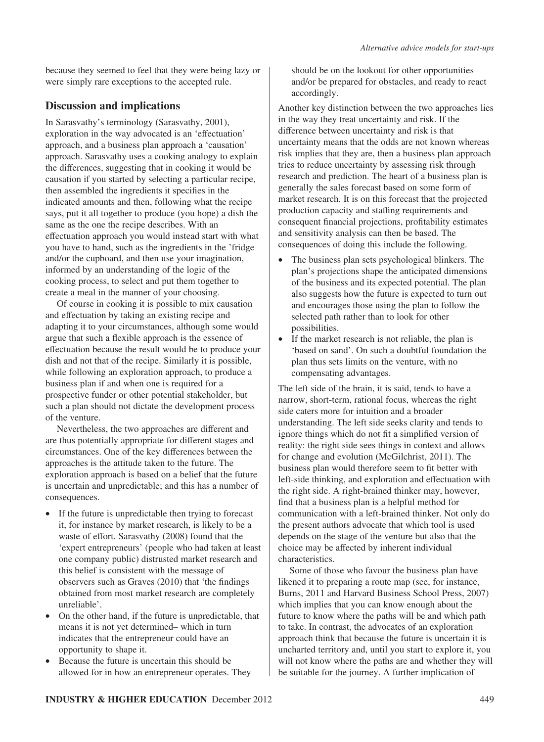because they seemed to feel that they were being lazy or were simply rare exceptions to the accepted rule.

## Discussion and implications

In Sarasvathy's terminology (Sarasvathy, 2001), exploration in the way advocated is an 'effectuation' approach, and a business plan approach a 'causation' approach. Sarasvathy uses a cooking analogy to explain the differences, suggesting that in cooking it would be causation if you started by selecting a particular recipe, then assembled the ingredients it specifies in the indicated amounts and then, following what the recipe says, put it all together to produce (you hope) a dish the same as the one the recipe describes. With an effectuation approach you would instead start with what you have to hand, such as the ingredients in the 'fridge and/or the cupboard, and then use your imagination, informed by an understanding of the logic of the cooking process, to select and put them together to create a meal in the manner of your choosing.

Of course in cooking it is possible to mix causation and effectuation by taking an existing recipe and adapting it to your circumstances, although some would argue that such a flexible approach is the essence of effectuation because the result would be to produce your dish and not that of the recipe. Similarly it is possible, while following an exploration approach, to produce a business plan if and when one is required for a prospective funder or other potential stakeholder, but such a plan should not dictate the development process of the venture.

Nevertheless, the two approaches are different and are thus potentially appropriate for different stages and circumstances. One of the key differences between the approaches is the attitude taken to the future. The exploration approach is based on a belief that the future is uncertain and unpredictable; and this has a number of consequences.

- If the future is unpredictable then trying to forecast it, for instance by market research, is likely to be a waste of effort. Sarasvathy (2008) found that the 'expert entrepreneurs' (people who had taken at least one company public) distrusted market research and this belief is consistent with the message of observers such as Graves (2010) that 'the findings obtained from most market research are completely unreliable'.
- On the other hand, if the future is unpredictable, that means it is not yet determined– which in turn indicates that the entrepreneur could have an opportunity to shape it.
- Because the future is uncertain this should be allowed for in how an entrepreneur operates. They should be on the lookout for other opportunities and/or be prepared for obstacles, and ready to react accordingly.

Another key distinction between the two approaches lies in the way they treat uncertainty and risk. If the difference between uncertainty and risk is that uncertainty means that the odds are not known whereas risk implies that they are, then a business plan approach tries to reduce uncertainty by assessing risk through research and prediction. The heart of a business plan is generally the sales forecast based on some form of market research. It is on this forecast that the projected production capacity and staffing requirements and consequent financial projections, profitability estimates and sensitivity analysis can then be based. The consequences of doing this include the following.

- The business plan sets psychological blinkers. The plan's projections shape the anticipated dimensions of the business and its expected potential. The plan also suggests how the future is expected to turn out and encourages those using the plan to follow the selected path rather than to look for other possibilities.
- If the market research is not reliable, the plan is 'based on sand'. On such a doubtful foundation the plan thus sets limits on the venture, with no compensating advantages.

The left side of the brain, it is said, tends to have a narrow, short-term, rational focus, whereas the right side caters more for intuition and a broader understanding. The left side seeks clarity and tends to ignore things which do not fit a simplified version of reality: the right side sees things in context and allows for change and evolution (McGilchrist, 2011). The business plan would therefore seem to fit better with left-side thinking, and exploration and effectuation with the right side. A right-brained thinker may, however, find that a business plan is a helpful method for communication with a left-brained thinker. Not only do the present authors advocate that which tool is used depends on the stage of the venture but also that the choice may be affected by inherent individual characteristics.

Some of those who favour the business plan have likened it to preparing a route map (see, for instance, Burns, 2011 and Harvard Business School Press, 2007) which implies that you can know enough about the future to know where the paths will be and which path to take. In contrast, the advocates of an exploration approach think that because the future is uncertain it is uncharted territory and, until you start to explore it, you will not know where the paths are and whether they will be suitable for the journey. A further implication of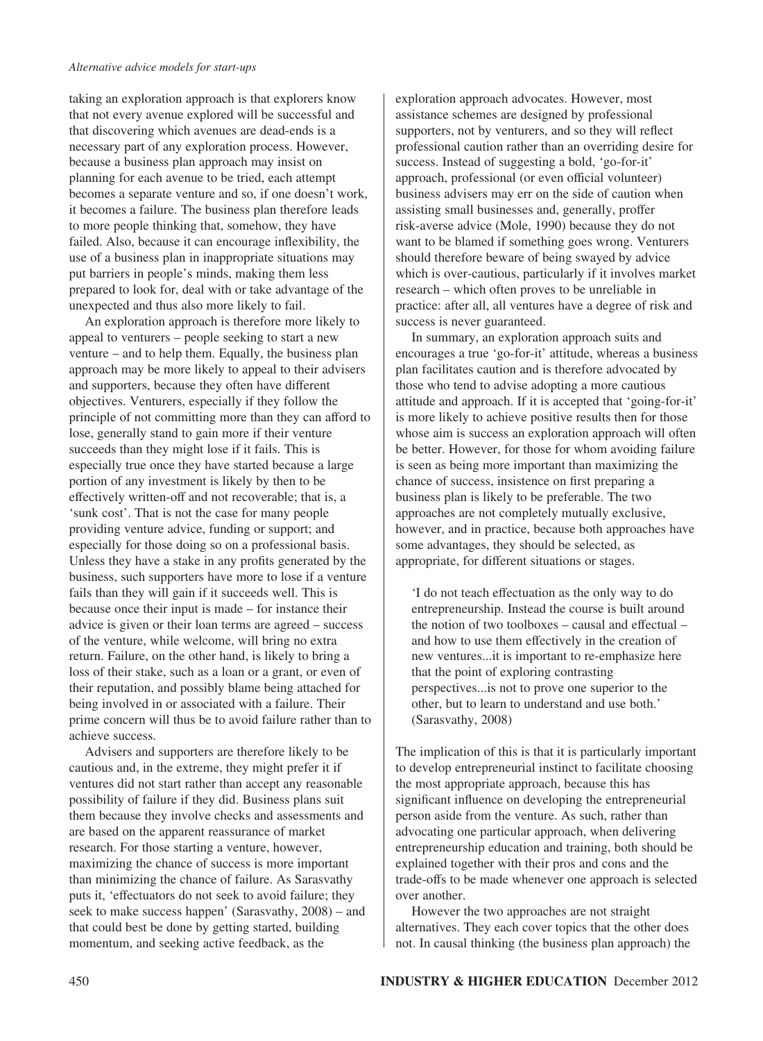taking an exploration approach is that explorers know that not every avenue explored will be successful and that discovering which avenues are dead-ends is a necessary part of any exploration process. However, because a business plan approach may insist on planning for each avenue to be tried, each attempt becomes a separate venture and so, if one doesn't work, it becomes a failure. The business plan therefore leads to more people thinking that, somehow, they have failed. Also, because it can encourage inflexibility, the use of a business plan in inappropriate situations may put barriers in people's minds, making them less prepared to look for, deal with or take advantage of the unexpected and thus also more likely to fail.

An exploration approach is therefore more likely to appeal to venturers – people seeking to start a new venture – and to help them. Equally, the business plan approach may be more likely to appeal to their advisers and supporters, because they often have different objectives. Venturers, especially if they follow the principle of not committing more than they can afford to lose, generally stand to gain more if their venture succeeds than they might lose if it fails. This is especially true once they have started because a large portion of any investment is likely by then to be effectively written-off and not recoverable; that is, a 'sunk cost'. That is not the case for many people providing venture advice, funding or support; and especially for those doing so on a professional basis. Unless they have a stake in any profits generated by the business, such supporters have more to lose if a venture fails than they will gain if it succeeds well. This is because once their input is made – for instance their advice is given or their loan terms are agreed – success of the venture, while welcome, will bring no extra return. Failure, on the other hand, is likely to bring a loss of their stake, such as a loan or a grant, or even of their reputation, and possibly blame being attached for being involved in or associated with a failure. Their prime concern will thus be to avoid failure rather than to achieve success.

Advisers and supporters are therefore likely to be cautious and, in the extreme, they might prefer it if ventures did not start rather than accept any reasonable possibility of failure if they did. Business plans suit them because they involve checks and assessments and are based on the apparent reassurance of market research. For those starting a venture, however, maximizing the chance of success is more important than minimizing the chance of failure. As Sarasvathy puts it, 'effectuators do not seek to avoid failure; they seek to make success happen' (Sarasvathy, 2008) – and that could best be done by getting started, building momentum, and seeking active feedback, as the exploration approach advocates. However, most assistance schemes are designed by professional supporters, not by venturers, and so they will reflect professional caution rather than an overriding desire for success. Instead of suggesting a bold, 'go-for-it' approach, professional (or even official volunteer) business advisers may err on the side of caution when assisting small businesses and, generally, proffer risk-averse advice (Mole, 1990) because they do not want to be blamed if something goes wrong. Venturers should therefore beware of being swayed by advice which is over-cautious, particularly if it involves market research – which often proves to be unreliable in practice: after all, all ventures have a degree of risk and success is never guaranteed.

In summary, an exploration approach suits and encourages a true 'go-for-it' attitude, whereas a business plan facilitates caution and is therefore advocated by those who tend to advise adopting a more cautious attitude and approach. If it is accepted that 'going-for-it' is more likely to achieve positive results then for those whose aim is success an exploration approach will often be better. However, for those for whom avoiding failure is seen as being more important than maximizing the chance of success, insistence on first preparing a business plan is likely to be preferable. The two approaches are not completely mutually exclusive, however, and in practice, because both approaches have some advantages, they should be selected, as appropriate, for different situations or stages.

> 'I do not teach effectuation as the only way to do entrepreneurship. Instead the course is built around the notion of two toolboxes – causal and effectual – and how to use them effectively in the creation of new ventures...it is important to re-emphasize here that the point of exploring contrasting perspectives...is not to prove one superior to the other, but to learn to understand and use both.' (Sarasvathy, 2008)

The implication of this is that it is particularly important to develop entrepreneurial instinct to facilitate choosing the most appropriate approach, because this has significant influence on developing the entrepreneurial person aside from the venture. As such, rather than advocating one particular approach, when delivering entrepreneurship education and training, both should be explained together with their pros and cons and the trade-offs to be made whenever one approach is selected over another.

However the two approaches are not straight alternatives. They each cover topics that the other does not. In causal thinking (the business plan approach) the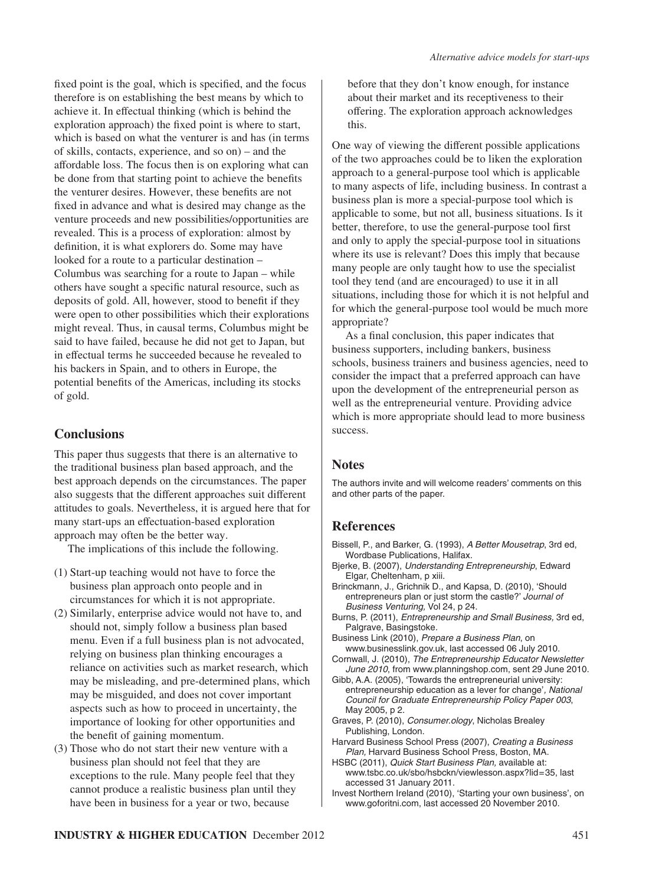fixed point is the goal, which is specified, and the focus therefore is on establishing the best means by which to achieve it. In effectual thinking (which is behind the exploration approach) the fixed point is where to start, which is based on what the venturer is and has (in terms of skills, contacts, experience, and so on) – and the affordable loss. The focus then is on exploring what can be done from that starting point to achieve the benefits the venturer desires. However, these benefits are not fixed in advance and what is desired may change as the venture proceeds and new possibilities/opportunities are revealed. This is a process of exploration: almost by definition, it is what explorers do. Some may have looked for a route to a particular destination – Columbus was searching for a route to Japan – while others have sought a specific natural resource, such as deposits of gold. All, however, stood to benefit if they were open to other possibilities which their explorations might reveal. Thus, in causal terms, Columbus might be said to have failed, because he did not get to Japan, but in effectual terms he succeeded because he revealed to his backers in Spain, and to others in Europe, the potential benefits of the Americas, including its stocks of gold.

## Conclusions

This paper thus suggests that there is an alternative to the traditional business plan based approach, and the best approach depends on the circumstances. The paper also suggests that the different approaches suit different attitudes to goals. Nevertheless, it is argued here that for many start-ups an effectuation-based exploration approach may often be the better way.

The implications of this include the following.

(1) Start-up teaching would not have to force the business plan approach onto people and in circumstances for which it is not appropriate.
(2) Similarly, enterprise advice would not have to, and should not, simply follow a business plan based menu. Even if a full business plan is not advocated, relying on business plan thinking encourages a reliance on activities such as market research, which may be misleading, and pre-determined plans, which may be misguided, and does not cover important aspects such as how to proceed in uncertainty, the importance of looking for other opportunities and the benefit of gaining momentum.
(3) Those who do not start their new venture with a business plan should not feel that they are exceptions to the rule. Many people feel that they cannot produce a realistic business plan until they have been in business for a year or two, because before that they don't know enough, for instance about their market and its receptiveness to their offering. The exploration approach acknowledges this.

One way of viewing the different possible applications of the two approaches could be to liken the exploration approach to a general-purpose tool which is applicable to many aspects of life, including business. In contrast a business plan is more a special-purpose tool which is applicable to some, but not all, business situations. Is it better, therefore, to use the general-purpose tool first and only to apply the special-purpose tool in situations where its use is relevant? Does this imply that because many people are only taught how to use the specialist tool they tend (and are encouraged) to use it in all situations, including those for which it is not helpful and for which the general-purpose tool would be much more appropriate?

As a final conclusion, this paper indicates that business supporters, including bankers, business schools, business trainers and business agencies, need to consider the impact that a preferred approach can have upon the development of the entrepreneurial person as well as the entrepreneurial venture. Providing advice which is more appropriate should lead to more business success.

## Notes

The authors invite and will welcome readers' comments on this and other parts of the paper.

## References

Bissell, P., and Barker, G. (1993), *A Better Mousetrap*, 3rd ed, Wordbase Publications, Halifax.

Bjerke, B. (2007), *Understanding Entrepreneurship*, Edward Elgar, Cheltenham, p xiii.

Brinckmann, J., Grichnik D., and Kapsa, D. (2010), 'Should entrepreneurs plan or just storm the castle?' *Journal of Business Venturing,* Vol 24, p 24.

Burns, P. (2011), *Entrepreneurship and Small Business,* 3rd ed, Palgrave, Basingstoke.

Business Link (2010), *Prepare a Business Plan*, on www.businesslink.gov.uk, last accessed 06 July 2010.

Cornwall, J. (2010), *The Entrepreneurship Educator Newsletter June 2010*, from www.planningshop.com, sent 29 June 2010.

Gibb, A.A. (2005), 'Towards the entrepreneurial university: entrepreneurship education as a lever for change', *National Council for Graduate Entrepreneurship Policy Paper 003*, May 2005, p 2.

Graves, P. (2010), *Consumer.ology*, Nicholas Brealey Publishing, London.

Harvard Business School Press (2007), *Creating a Business Plan,* Harvard Business School Press, Boston, MA.

HSBC (2011), *Quick Start Business Plan,* available at: www.tsbc.co.uk/sbo/hsbckn/viewlesson.aspx?lid=35, last accessed 31 January 2011.

Invest Northern Ireland (2010), 'Starting your own business', on www.goforitni.com, last accessed 20 November 2010.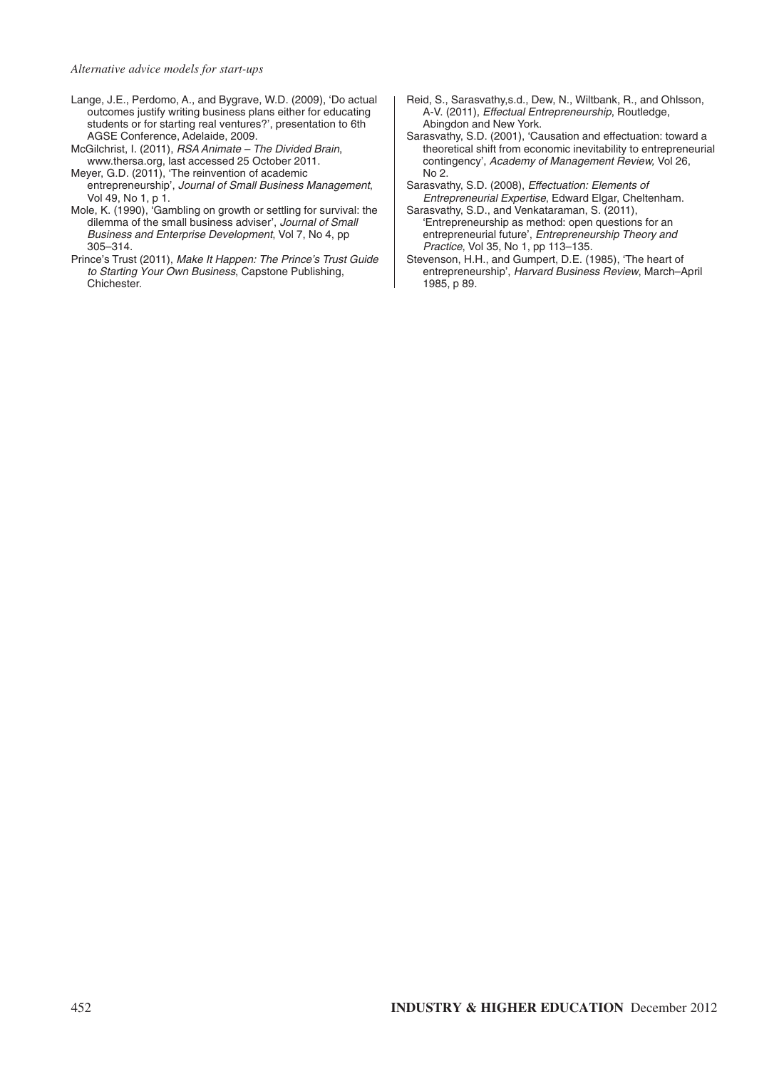Lange, J.E., Perdomo, A., and Bygrave, W.D. (2009), 'Do actual outcomes justify writing business plans either for educating students or for starting real ventures?', presentation to 6th AGSE Conference, Adelaide, 2009.

McGilchrist, I. (2011), *RSA Animate – The Divided Brain*, www.thersa.org, last accessed 25 October 2011.

Meyer, G.D. (2011), 'The reinvention of academic entrepreneurship', *Journal of Small Business Management*, Vol 49, No 1, p 1.

Mole, K. (1990), 'Gambling on growth or settling for survival: the dilemma of the small business adviser', *Journal of Small Business and Enterprise Development*, Vol 7, No 4, pp 305–314.

Prince's Trust (2011), *Make It Happen: The Prince's Trust Guide to Starting Your Own Business*, Capstone Publishing, Chichester.

Reid, S., Sarasvathy,s.d., Dew, N., Wiltbank, R., and Ohlsson, A-V. (2011), *Effectual Entrepreneurship*, Routledge, Abingdon and New York.

Sarasvathy, S.D. (2001), 'Causation and effectuation: toward a theoretical shift from economic inevitability to entrepreneurial contingency', *Academy of Management Review,* Vol 26, No 2.

Sarasvathy, S.D. (2008), *Effectuation: Elements of Entrepreneurial Expertise*, Edward Elgar, Cheltenham.

Sarasvathy, S.D., and Venkataraman, S. (2011), 'Entrepreneurship as method: open questions for an entrepreneurial future', *Entrepreneurship Theory and Practice*, Vol 35, No 1, pp 113–135.

Stevenson, H.H., and Gumpert, D.E. (1985), 'The heart of entrepreneurship', *Harvard Business Review*, March–April 1985, p 89.